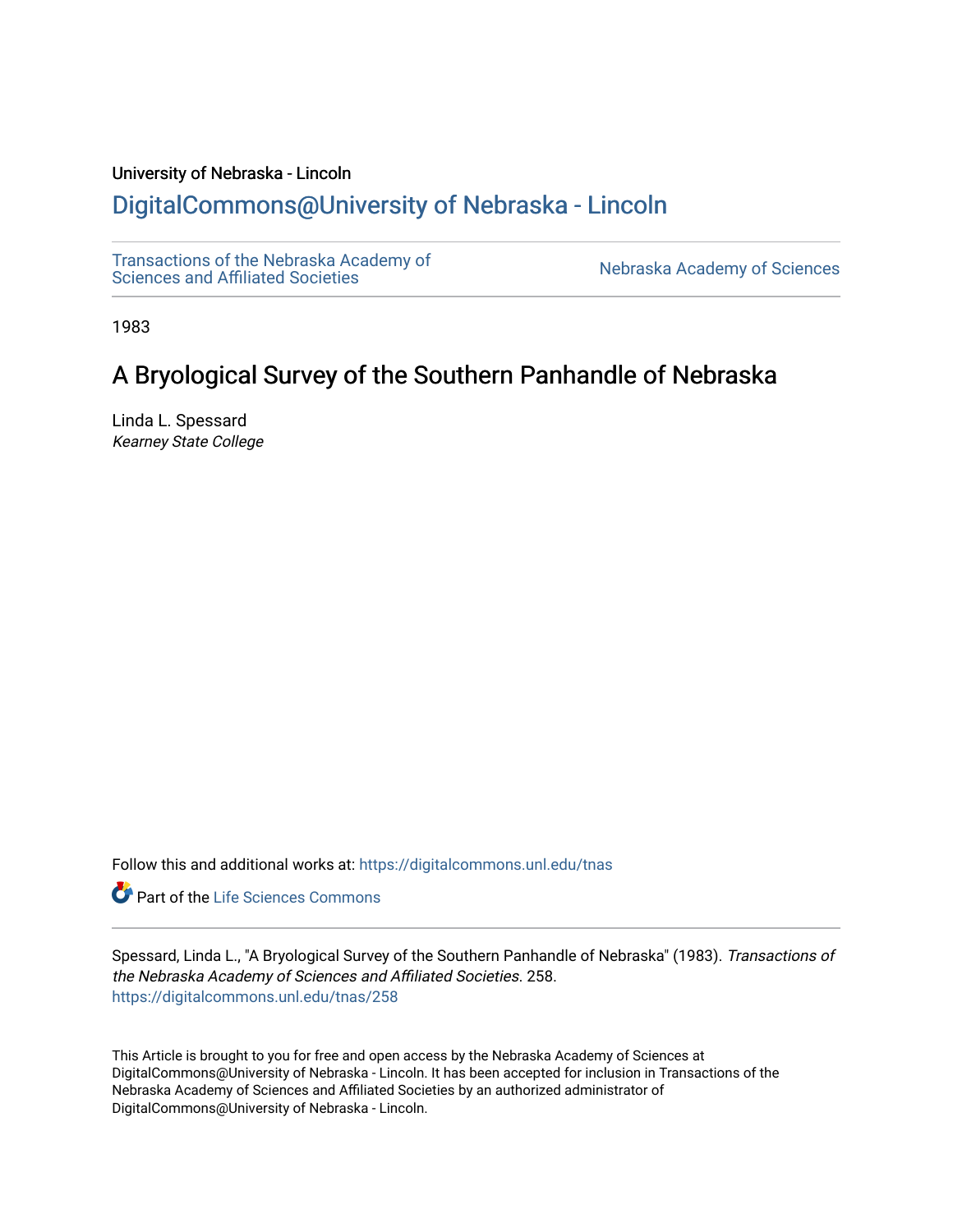University of Nebraska - Lincoln

## DigitalCommons@University of Nebraska - Lincoln

Transactions of the Nebraska Academy of Sciences and Affiliated Societies

Nebraska Academy of Sciences

1983

# A Bryological Survey of the Southern Panhandle of Nebraska

Linda L. Spessard
*Kearney State College*

Follow this and additional works at: https://digitalcommons.unl.edu/tnas

Part of the Life Sciences Commons

Spessard, Linda L., "A Bryological Survey of the Southern Panhandle of Nebraska" (1983). *Transactions of the Nebraska Academy of Sciences and Affiliated Societies*. 258.
https://digitalcommons.unl.edu/tnas/258

This Article is brought to you for free and open access by the Nebraska Academy of Sciences at DigitalCommons@University of Nebraska - Lincoln. It has been accepted for inclusion in Transactions of the Nebraska Academy of Sciences and Affiliated Societies by an authorized administrator of DigitalCommons@University of Nebraska - Lincoln.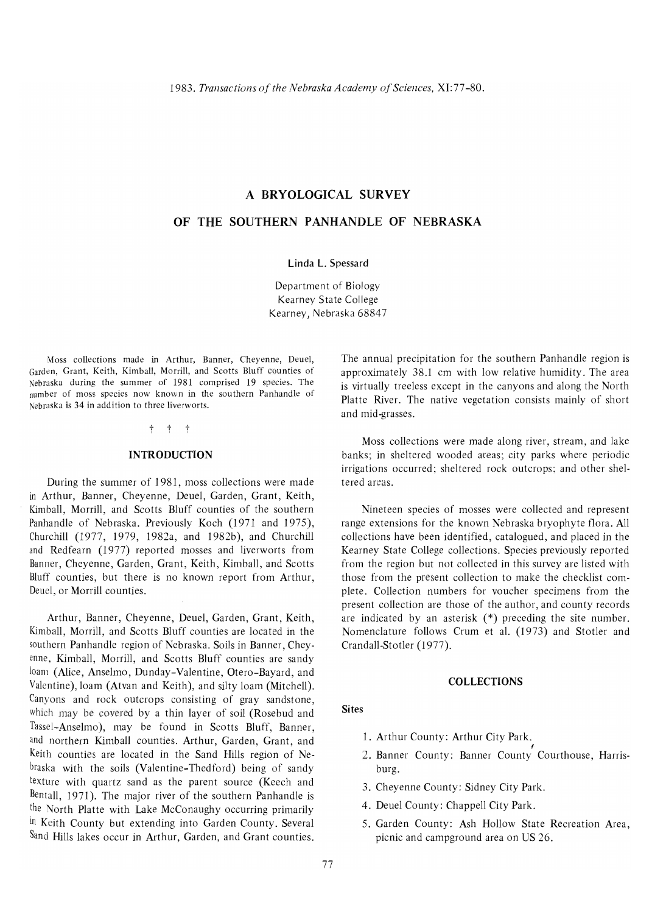# A BRYOLOGICAL SURVEY OF THE SOUTHERN PANHANDLE OF NEBRASKA

Linda L. Spessard

Department of Biology
Kearney State College
Kearney, Nebraska 68847

Moss collections made in Arthur, Banner, Cheyenne, Deuel, Garden, Grant, Keith, Kimball, Morrill, and Scotts Bluff counties of Nebraska during the summer of 1981 comprised 19 species. The number of moss species now known in the southern Panhandle of Nebraska is 34 in addition to three liverworts.

† † †

## INTRODUCTION

During the summer of 1981, moss collections were made in Arthur, Banner, Cheyenne, Deuel, Garden, Grant, Keith, Kimball, Morrill, and Scotts Bluff counties of the southern Panhandle of Nebraska. Previously Koch (1971 and 1975), Churchill (1977, 1979, 1982a, and 1982b), and Churchill and Redfearn (1977) reported mosses and liverworts from Banner, Cheyenne, Garden, Grant, Keith, Kimball, and Scotts Bluff counties, but there is no known report from Arthur, Deuel, or Morrill counties.

Arthur, Banner, Cheyenne, Deuel, Garden, Grant, Keith, Kimball, Morrill, and Scotts Bluff counties are located in the southern Panhandle region of Nebraska. Soils in Banner, Cheyenne, Kimball, Morrill, and Scotts Bluff counties are sandy loam (Alice, Anselmo, Dunday-Valentine, Otero-Bayard, and Valentine), loam (Atvan and Keith), and silty loam (Mitchell). Canyons and rock outcrops consisting of gray sandstone, which may be covered by a thin layer of soil (Rosebud and Tassel-Anselmo), may be found in Scotts Bluff, Banner, and northern Kimball counties. Arthur, Garden, Grant, and Keith counties are located in the Sand Hills region of Nebraska with the soils (Valentine-Thedford) being of sandy texture with quartz sand as the parent source (Keech and Bentall, 1971). The major river of the southern Panhandle is the North Platte with Lake McConaughy occurring primarily in Keith County but extending into Garden County. Several Sand Hills lakes occur in Arthur, Garden, and Grant counties. The annual precipitation for the southern Panhandle region is approximately 38.1 cm with low relative humidity. The area is virtually treeless except in the canyons and along the North Platte River. The native vegetation consists mainly of short and mid-grasses.

Moss collections were made along river, stream, and lake banks; in sheltered wooded areas; city parks where periodic irrigations occurred; sheltered rock outcrops; and other sheltered areas.

Nineteen species of mosses were collected and represent range extensions for the known Nebraska bryophyte flora. All collections have been identified, catalogued, and placed in the Kearney State College collections. Species previously reported from the region but not collected in this survey are listed with those from the present collection to make the checklist complete. Collection numbers for voucher specimens from the present collection are those of the author, and county records are indicated by an asterisk (*) preceding the site number. Nomenclature follows Crum et al. (1973) and Stotler and Crandall-Stotler (1977).

## COLLECTIONS

### Sites

1. Arthur County: Arthur City Park.
2. Banner County: Banner County Courthouse, Harrisburg.
3. Cheyenne County: Sidney City Park.
4. Deuel County: Chappell City Park.
5. Garden County: Ash Hollow State Recreation Area, picnic and campground area on US 26.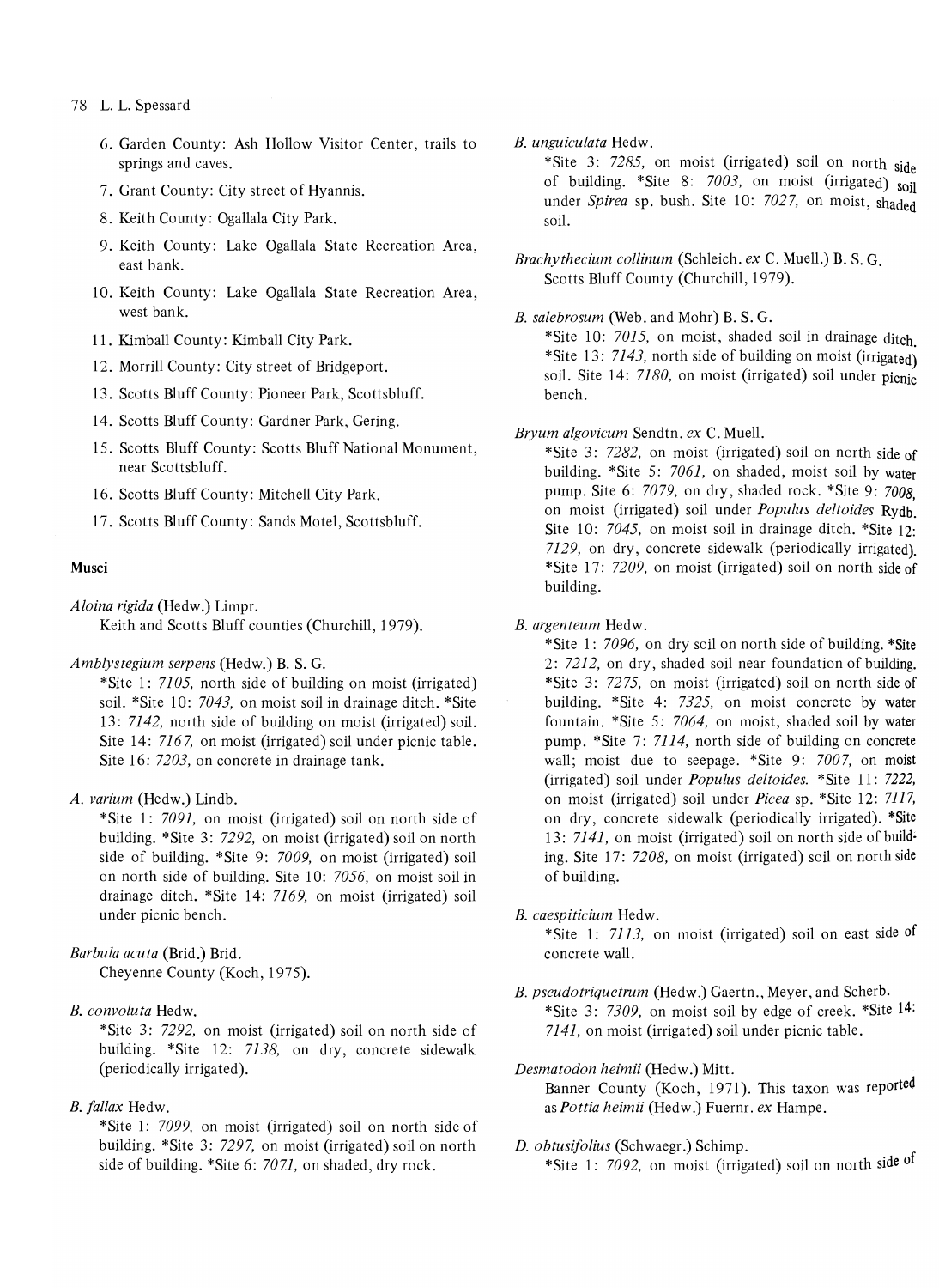6. Garden County: Ash Hollow Visitor Center, trails to springs and caves.
7. Grant County: City street of Hyannis.
8. Keith County: Ogallala City Park.
9. Keith County: Lake Ogallala State Recreation Area, east bank.
10. Keith County: Lake Ogallala State Recreation Area, west bank.
11. Kimball County: Kimball City Park.
12. Morrill County: City street of Bridgeport.
13. Scotts Bluff County: Pioneer Park, Scottsbluff.
14. Scotts Bluff County: Gardner Park, Gering.
15. Scotts Bluff County: Scotts Bluff National Monument, near Scottsbluff.
16. Scotts Bluff County: Mitchell City Park.
17. Scotts Bluff County: Sands Motel, Scottsbluff.

### Musci

*Aloina rigida* (Hedw.) Limpr.
Keith and Scotts Bluff counties (Churchill, 1979).

*Amblystegium serpens* (Hedw.) B. S. G.
*Site 1: *7105,* north side of building on moist (irrigated) soil. *Site 10: *7043,* on moist soil in drainage ditch. *Site 13: *7142,* north side of building on moist (irrigated) soil. Site 14: *7167,* on moist (irrigated) soil under picnic table. Site 16: *7203,* on concrete in drainage tank.

*A. varium* (Hedw.) Lindb.
*Site 1: *7091,* on moist (irrigated) soil on north side of building. *Site 3: *7292,* on moist (irrigated) soil on north side of building. *Site 9: *7009,* on moist (irrigated) soil on north side of building. Site 10: *7056,* on moist soil in drainage ditch. *Site 14: *7169,* on moist (irrigated) soil under picnic bench.

*Barbula acuta* (Brid.) Brid.
Cheyenne County (Koch, 1975).

*B. convoluta* Hedw.
*Site 3: *7292,* on moist (irrigated) soil on north side of building. *Site 12: *7138,* on dry, concrete sidewalk (periodically irrigated).

*B. fallax* Hedw.
*Site 1: *7099,* on moist (irrigated) soil on north side of building. *Site 3: *7297,* on moist (irrigated) soil on north side of building. *Site 6: *7071,* on shaded, dry rock.

*B. unguiculata* Hedw.
*Site 3: *7285,* on moist (irrigated) soil on north side of building. *Site 8: *7003,* on moist (irrigated) soil under *Spirea* sp. bush. Site 10: *7027,* on moist, shaded soil.

*Brachythecium collinum* (Schleich. *ex* C. Muell.) B. S. G.
Scotts Bluff County (Churchill, 1979).

*B. salebrosum* (Web. and Mohr) B. S. G.
*Site 10: *7015,* on moist, shaded soil in drainage ditch. *Site 13: *7143,* north side of building on moist (irrigated) soil. Site 14: *7180,* on moist (irrigated) soil under picnic bench.

*Bryum algovicum* Sendtn. *ex* C. Muell.
*Site 3: *7282,* on moist (irrigated) soil on north side of building. *Site 5: *7061,* on shaded, moist soil by water pump. Site 6: *7079,* on dry, shaded rock. *Site 9: *7008,* on moist (irrigated) soil under *Populus deltoides* Rydb. Site 10: *7045,* on moist soil in drainage ditch. *Site 12: *7129,* on dry, concrete sidewalk (periodically irrigated). *Site 17: *7209,* on moist (irrigated) soil on north side of building.

*B. argenteum* Hedw.
*Site 1: *7096,* on dry soil on north side of building. *Site 2: *7212,* on dry, shaded soil near foundation of building. *Site 3: *7275,* on moist (irrigated) soil on north side of building. *Site 4: *7325,* on moist concrete by water fountain. *Site 5: *7064,* on moist, shaded soil by water pump. *Site 7: *7114,* north side of building on concrete wall; moist due to seepage. *Site 9: *7007,* on moist (irrigated) soil under *Populus deltoides.* *Site 11: *7222,* on moist (irrigated) soil under *Picea* sp. *Site 12: *7117,* on dry, concrete sidewalk (periodically irrigated). *Site 13: *7141,* on moist (irrigated) soil on north side of building. Site 17: *7208,* on moist (irrigated) soil on north side of building.

*B. caespiticium* Hedw.
*Site 1: *7113,* on moist (irrigated) soil on east side of concrete wall.

*B. pseudotriquetrum* (Hedw.) Gaertn., Meyer, and Scherb.
*Site 3: *7309,* on moist soil by edge of creek. *Site 14: *7141,* on moist (irrigated) soil under picnic table.

*Desmatodon heimii* (Hedw.) Mitt.
Banner County (Koch, 1971). This taxon was reported as *Pottia heimii* (Hedw.) Fuernr. *ex* Hampe.

*D. obtusifolius* (Schwaegr.) Schimp.
*Site 1: *7092,* on moist (irrigated) soil on north side of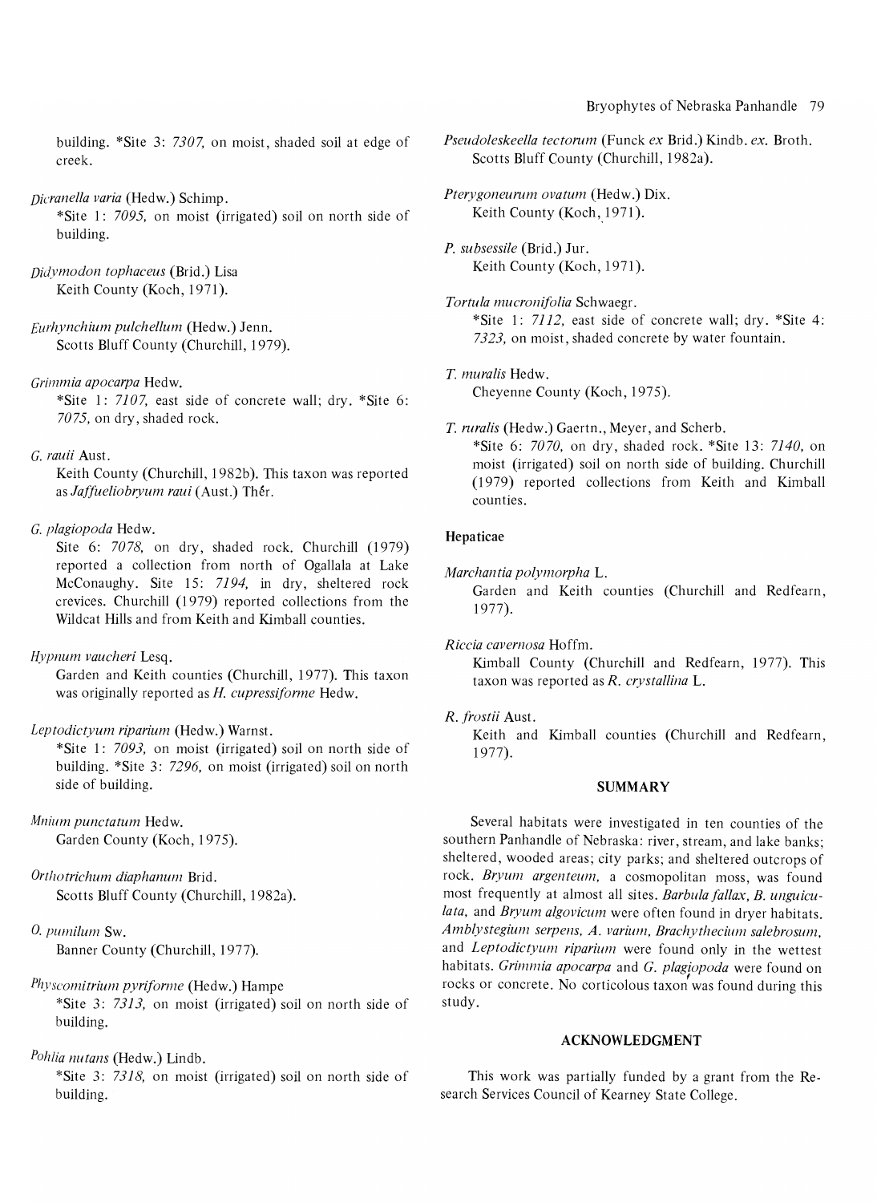building. *Site 3: *7307,* on moist, shaded soil at edge of creek.

*Dicranella varia* (Hedw.) Schimp.
*Site 1: *7095,* on moist (irrigated) soil on north side of building.

*Didymodon tophaceus* (Brid.) Lisa
Keith County (Koch, 1971).

*Eurhynchium pulchellum* (Hedw.) Jenn.
Scotts Bluff County (Churchill, 1979).

*Grimmia apocarpa* Hedw.
*Site 1: *7107,* east side of concrete wall; dry. *Site 6: *7075,* on dry, shaded rock.

*G. rauii* Aust.
Keith County (Churchill, 1982b). This taxon was reported as *Jaffueliobryum raui* (Aust.) Thér.

*G. plagiopoda* Hedw.
Site 6: *7078,* on dry, shaded rock. Churchill (1979) reported a collection from north of Ogallala at Lake McConaughy. Site 15: *7194,* in dry, sheltered rock crevices. Churchill (1979) reported collections from the Wildcat Hills and from Keith and Kimball counties.

*Hypnum vaucheri* Lesq.
Garden and Keith counties (Churchill, 1977). This taxon was originally reported as *H. cupressiforme* Hedw.

*Leptodictyum riparium* (Hedw.) Warnst.
*Site 1: *7093,* on moist (irrigated) soil on north side of building. *Site 3: *7296,* on moist (irrigated) soil on north side of building.

*Mnium punctatum* Hedw.
Garden County (Koch, 1975).

*Orthotrichum diaphanum* Brid.
Scotts Bluff County (Churchill, 1982a).

*O. pumilum* Sw.
Banner County (Churchill, 1977).

*Physcomitrium pyriforme* (Hedw.) Hampe
*Site 3: *7313,* on moist (irrigated) soil on north side of building.

*Pohlia nutans* (Hedw.) Lindb.
*Site 3: *7318,* on moist (irrigated) soil on north side of building.

*Pseudoleskeella tectorum* (Funck *ex* Brid.) Kindb. *ex.* Broth.
Scotts Bluff County (Churchill, 1982a).

*Pterygoneurum ovatum* (Hedw.) Dix.
Keith County (Koch, 1971).

*P. subsessile* (Brid.) Jur.
Keith County (Koch, 1971).

*Tortula mucronifolia* Schwaegr.
*Site 1: *7112,* east side of concrete wall; dry. *Site 4: *7323,* on moist, shaded concrete by water fountain.

*T. muralis* Hedw.
Cheyenne County (Koch, 1975).

*T. ruralis* (Hedw.) Gaertn., Meyer, and Scherb.
*Site 6: *7070,* on dry, shaded rock. *Site 13: *7140,* on moist (irrigated) soil on north side of building. Churchill (1979) reported collections from Keith and Kimball counties.

### Hepaticae

*Marchantia polymorpha* L.
Garden and Keith counties (Churchill and Redfearn, 1977).

*Riccia cavernosa* Hoffm.
Kimball County (Churchill and Redfearn, 1977). This taxon was reported as *R. crystallina* L.

*R. frostii* Aust.
Keith and Kimball counties (Churchill and Redfearn, 1977).

## SUMMARY

Several habitats were investigated in ten counties of the southern Panhandle of Nebraska: river, stream, and lake banks; sheltered, wooded areas; city parks; and sheltered outcrops of rock. *Bryum argenteum,* a cosmopolitan moss, was found most frequently at almost all sites. *Barbula fallax, B. unguiculata,* and *Bryum algovicum* were often found in dryer habitats. *Amblystegium serpens, A. varium, Brachythecium salebrosum,* and *Leptodictyum riparium* were found only in the wettest habitats. *Grimmia apocarpa* and *G. plagiopoda* were found on rocks or concrete. No corticolous taxon was found during this study.

## ACKNOWLEDGMENT

This work was partially funded by a grant from the Research Services Council of Kearney State College.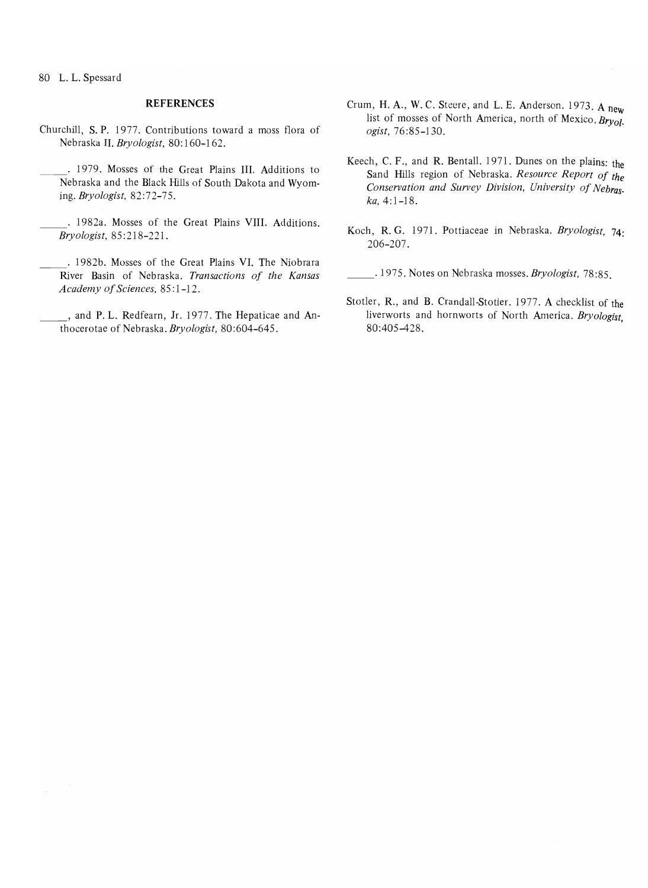## REFERENCES

Churchill, S. P. 1977. Contributions toward a moss flora of Nebraska II. *Bryologist,* 80:160–162.

\_\_\_\_\_. 1979. Mosses of the Great Plains III. Additions to Nebraska and the Black Hills of South Dakota and Wyoming. *Bryologist,* 82:72–75.

\_\_\_\_\_. 1982a. Mosses of the Great Plains VIII. Additions. *Bryologist,* 85:218–221.

\_\_\_\_\_. 1982b. Mosses of the Great Plains VI. The Niobrara River Basin of Nebraska. *Transactions of the Kansas Academy of Sciences,* 85:1–12.

\_\_\_\_\_, and P. L. Redfearn, Jr. 1977. The Hepaticae and Anthocerotae of Nebraska. *Bryologist,* 80:604–645.

Crum, H. A., W. C. Steere, and L. E. Anderson. 1973. A new list of mosses of North America, north of Mexico. *Bryologist,* 76:85–130.

Keech, C. F., and R. Bentall. 1971. Dunes on the plains: the Sand Hills region of Nebraska. *Resource Report of the Conservation and Survey Division, University of Nebraska,* 4:1–18.

Koch, R. G. 1971. Pottiaceae in Nebraska. *Bryologist,* 74: 206–207.

\_\_\_\_\_. 1975. Notes on Nebraska mosses. *Bryologist,* 78:85.

Stotler, R., and B. Crandall-Stotler. 1977. A checklist of the liverworts and hornworts of North America. *Bryologist,* 80:405–428.